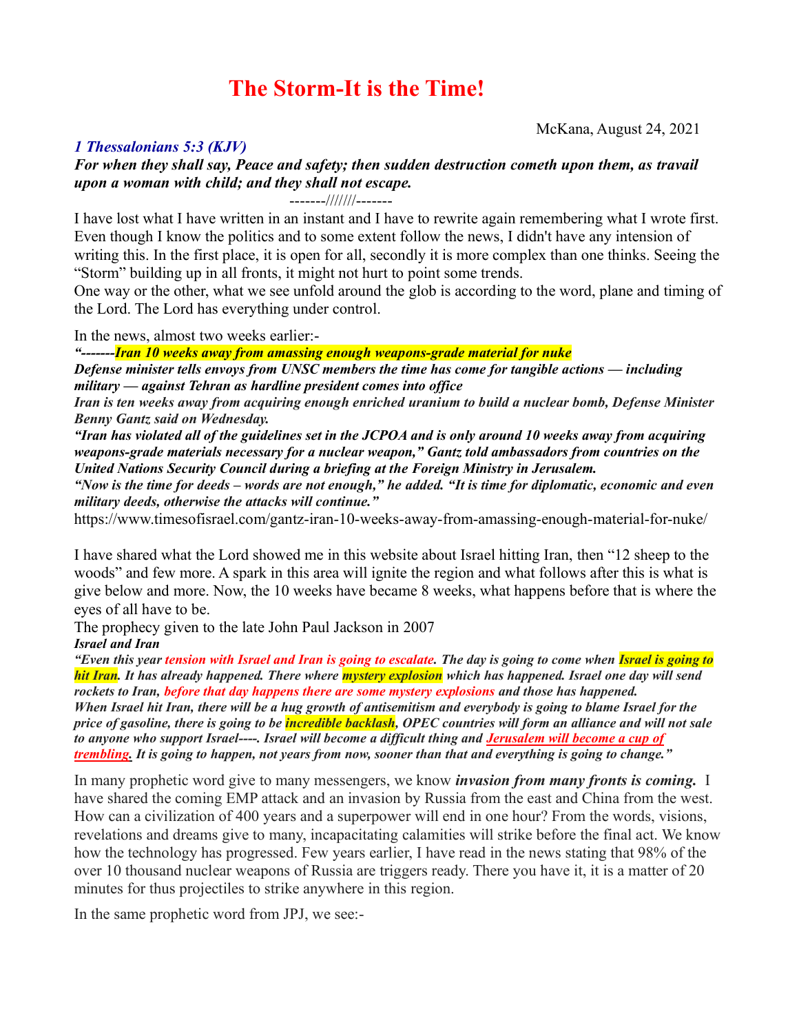# The Storm-It is the Time!

McKana, August 24, 2021

***1 Thessalonians 5:3 (KJV)***

***For when they shall say, Peace and safety; then sudden destruction cometh upon them, as travail upon a woman with child; and they shall not escape.***

-------///////-------

I have lost what I have written in an instant and I have to rewrite again remembering what I wrote first. Even though I know the politics and to some extent follow the news, I didn't have any intension of writing this. In the first place, it is open for all, secondly it is more complex than one thinks. Seeing the "Storm" building up in all fronts, it might not hurt to point some trends.

One way or the other, what we see unfold around the glob is according to the word, plane and timing of the Lord. The Lord has everything under control.

In the news, almost two weeks earlier:-

***"-------Iran 10 weeks away from amassing enough weapons-grade material for nuke***

***Defense minister tells envoys from UNSC members the time has come for tangible actions — including military — against Tehran as hardline president comes into office***

***Iran is ten weeks away from acquiring enough enriched uranium to build a nuclear bomb, Defense Minister Benny Gantz said on Wednesday.***

***"Iran has violated all of the guidelines set in the JCPOA and is only around 10 weeks away from acquiring weapons-grade materials necessary for a nuclear weapon," Gantz told ambassadors from countries on the United Nations Security Council during a briefing at the Foreign Ministry in Jerusalem.***

***"Now is the time for deeds – words are not enough," he added. "It is time for diplomatic, economic and even military deeds, otherwise the attacks will continue."***

https://www.timesofisrael.com/gantz-iran-10-weeks-away-from-amassing-enough-material-for-nuke/

I have shared what the Lord showed me in this website about Israel hitting Iran, then "12 sheep to the woods" and few more. A spark in this area will ignite the region and what follows after this is what is give below and more. Now, the 10 weeks have became 8 weeks, what happens before that is where the eyes of all have to be.

The prophecy given to the late John Paul Jackson in 2007

***Israel and Iran***

***"Even this year tension with Israel and Iran is going to escalate. The day is going to come when Israel is going to hit Iran. It has already happened. There where mystery explosion which has happened. Israel one day will send rockets to Iran, before that day happens there are some mystery explosions and those has happened. When Israel hit Iran, there will be a hug growth of antisemitism and everybody is going to blame Israel for the price of gasoline, there is going to be incredible backlash, OPEC countries will form an alliance and will not sale to anyone who support Israel----. Israel will become a difficult thing and Jerusalem will become a cup of trembling. It is going to happen, not years from now, sooner than that and everything is going to change."***

In many prophetic word give to many messengers, we know ***invasion from many fronts is coming.*** I have shared the coming EMP attack and an invasion by Russia from the east and China from the west. How can a civilization of 400 years and a superpower will end in one hour? From the words, visions, revelations and dreams give to many, incapacitating calamities will strike before the final act. We know how the technology has progressed. Few years earlier, I have read in the news stating that 98% of the over 10 thousand nuclear weapons of Russia are triggers ready. There you have it, it is a matter of 20 minutes for thus projectiles to strike anywhere in this region.

In the same prophetic word from JPJ, we see:-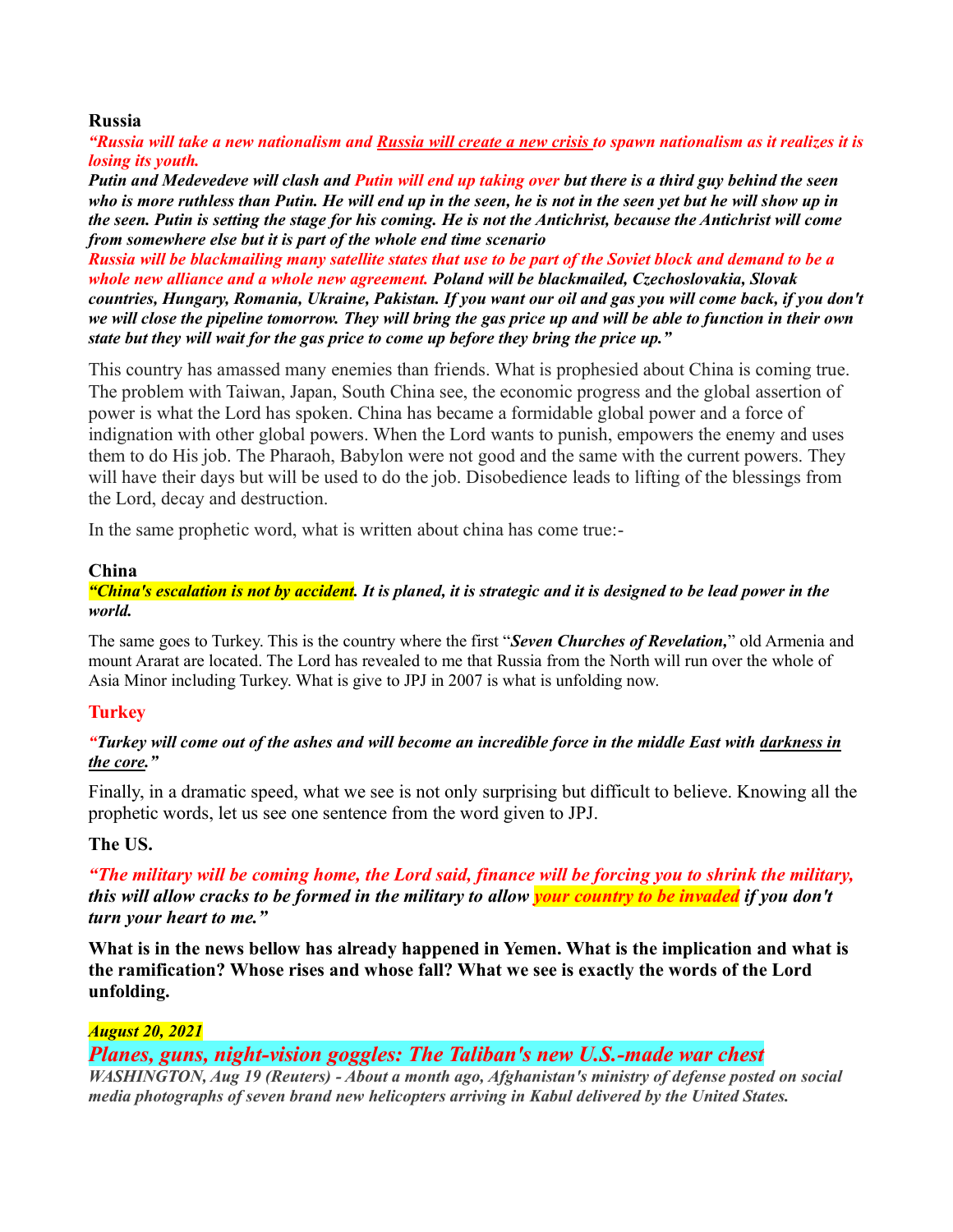**Russia**

***"Russia will take a new nationalism and Russia will create a new crisis to spawn nationalism as it realizes it is losing its youth.***

***Putin and Medevedeve will clash and Putin will end up taking over but there is a third guy behind the seen who is more ruthless than Putin. He will end up in the seen, he is not in the seen yet but he will show up in the seen. Putin is setting the stage for his coming. He is not the Antichrist, because the Antichrist will come from somewhere else but it is part of the whole end time scenario***

***Russia will be blackmailing many satellite states that use to be part of the Soviet block and demand to be a whole new alliance and a whole new agreement. Poland will be blackmailed, Czechoslovakia, Slovak countries, Hungary, Romania, Ukraine, Pakistan. If you want our oil and gas you will come back, if you don't we will close the pipeline tomorrow. They will bring the gas price up and will be able to function in their own state but they will wait for the gas price to come up before they bring the price up."***

This country has amassed many enemies than friends. What is prophesied about China is coming true. The problem with Taiwan, Japan, South China see, the economic progress and the global assertion of power is what the Lord has spoken. China has became a formidable global power and a force of indignation with other global powers. When the Lord wants to punish, empowers the enemy and uses them to do His job. The Pharaoh, Babylon were not good and the same with the current powers. They will have their days but will be used to do the job. Disobedience leads to lifting of the blessings from the Lord, decay and destruction.

In the same prophetic word, what is written about china has come true:-

**China**

***"China's escalation is not by accident. It is planed, it is strategic and it is designed to be lead power in the world.***

The same goes to Turkey. This is the country where the first "***Seven Churches of Revelation,***" old Armenia and mount Ararat are located. The Lord has revealed to me that Russia from the North will run over the whole of Asia Minor including Turkey. What is give to JPJ in 2007 is what is unfolding now.

**Turkey**

***"Turkey will come out of the ashes and will become an incredible force in the middle East with darkness in the core."***

Finally, in a dramatic speed, what we see is not only surprising but difficult to believe. Knowing all the prophetic words, let us see one sentence from the word given to JPJ.

**The US.**

***"The military will be coming home, the Lord said, finance will be forcing you to shrink the military, this will allow cracks to be formed in the military to allow your country to be invaded if you don't turn your heart to me."***

**What is in the news bellow has already happened in Yemen. What is the implication and what is the ramification? Whose rises and whose fall? What we see is exactly the words of the Lord unfolding.**

***August 20, 2021***

## ***Planes, guns, night-vision goggles: The Taliban's new U.S.-made war chest***

***WASHINGTON, Aug 19 (Reuters) - About a month ago, Afghanistan's ministry of defense posted on social media photographs of seven brand new helicopters arriving in Kabul delivered by the United States.***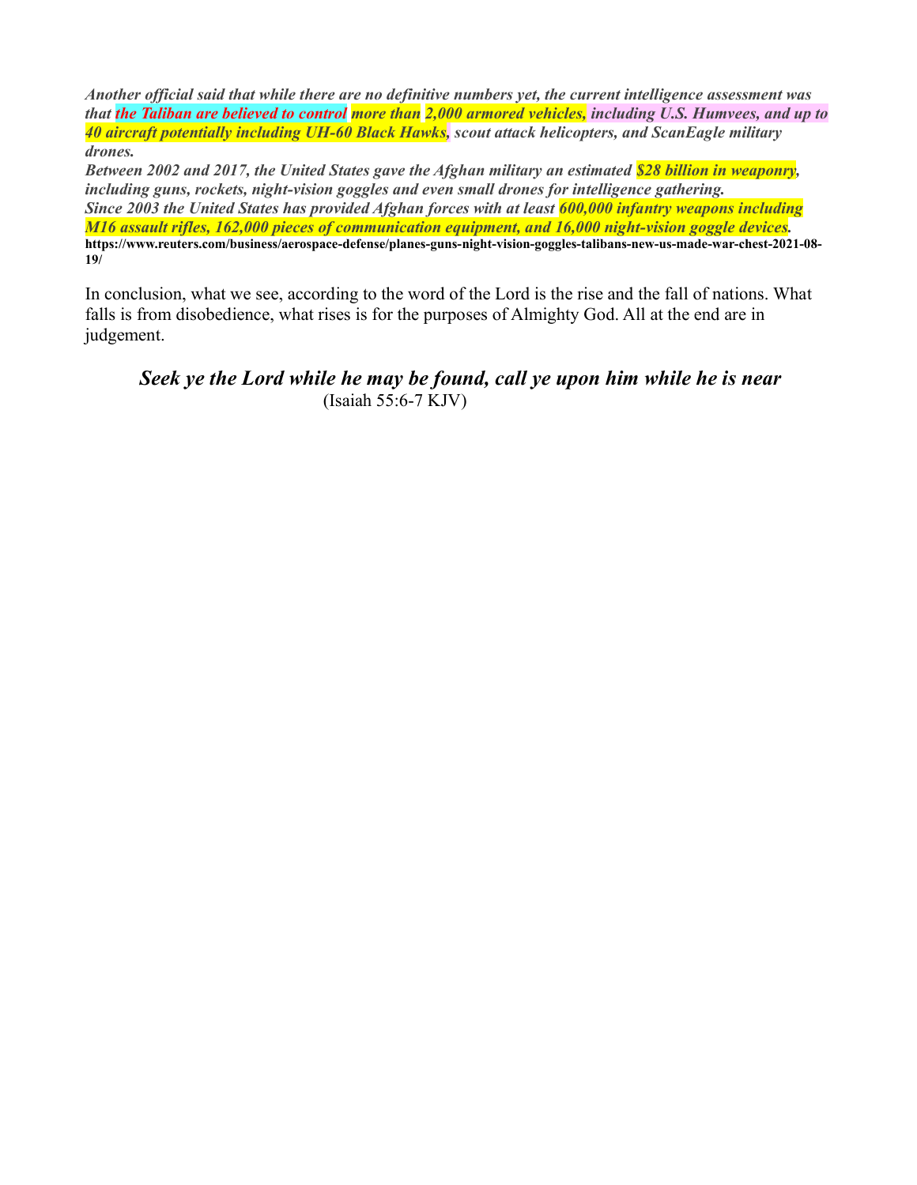***Another official said that while there are no definitive numbers yet, the current intelligence assessment was that the Taliban are believed to control more than 2,000 armored vehicles, including U.S. Humvees, and up to 40 aircraft potentially including UH-60 Black Hawks, scout attack helicopters, and ScanEagle military drones.***
***Between 2002 and 2017, the United States gave the Afghan military an estimated $28 billion in weaponry, including guns, rockets, night-vision goggles and even small drones for intelligence gathering.***
***Since 2003 the United States has provided Afghan forces with at least 600,000 infantry weapons including M16 assault rifles, 162,000 pieces of communication equipment, and 16,000 night-vision goggle devices.***
**https://www.reuters.com/business/aerospace-defense/planes-guns-night-vision-goggles-talibans-new-us-made-war-chest-2021-08-19/**

In conclusion, what we see, according to the word of the Lord is the rise and the fall of nations. What falls is from disobedience, what rises is for the purposes of Almighty God. All at the end are in judgement.

***Seek ye the Lord while he may be found, call ye upon him while he is near***
(Isaiah 55:6-7 KJV)